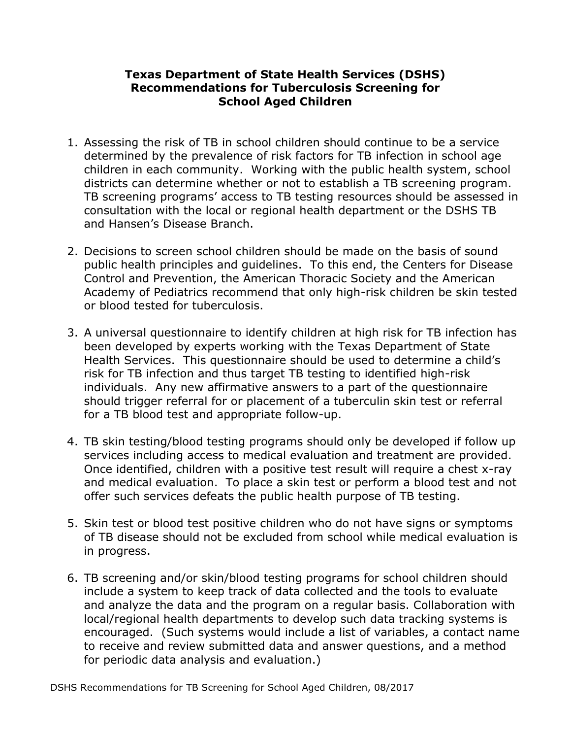# Texas Department of State Health Services (DSHS) Recommendations for Tuberculosis Screening for School Aged Children

1. Assessing the risk of TB in school children should continue to be a service determined by the prevalence of risk factors for TB infection in school age children in each community. Working with the public health system, school districts can determine whether or not to establish a TB screening program. TB screening programs' access to TB testing resources should be assessed in consultation with the local or regional health department or the DSHS TB and Hansen's Disease Branch.

2. Decisions to screen school children should be made on the basis of sound public health principles and guidelines. To this end, the Centers for Disease Control and Prevention, the American Thoracic Society and the American Academy of Pediatrics recommend that only high-risk children be skin tested or blood tested for tuberculosis.

3. A universal questionnaire to identify children at high risk for TB infection has been developed by experts working with the Texas Department of State Health Services. This questionnaire should be used to determine a child's risk for TB infection and thus target TB testing to identified high-risk individuals. Any new affirmative answers to a part of the questionnaire should trigger referral for or placement of a tuberculin skin test or referral for a TB blood test and appropriate follow-up.

4. TB skin testing/blood testing programs should only be developed if follow up services including access to medical evaluation and treatment are provided. Once identified, children with a positive test result will require a chest x-ray and medical evaluation. To place a skin test or perform a blood test and not offer such services defeats the public health purpose of TB testing.

5. Skin test or blood test positive children who do not have signs or symptoms of TB disease should not be excluded from school while medical evaluation is in progress.

6. TB screening and/or skin/blood testing programs for school children should include a system to keep track of data collected and the tools to evaluate and analyze the data and the program on a regular basis. Collaboration with local/regional health departments to develop such data tracking systems is encouraged. (Such systems would include a list of variables, a contact name to receive and review submitted data and answer questions, and a method for periodic data analysis and evaluation.)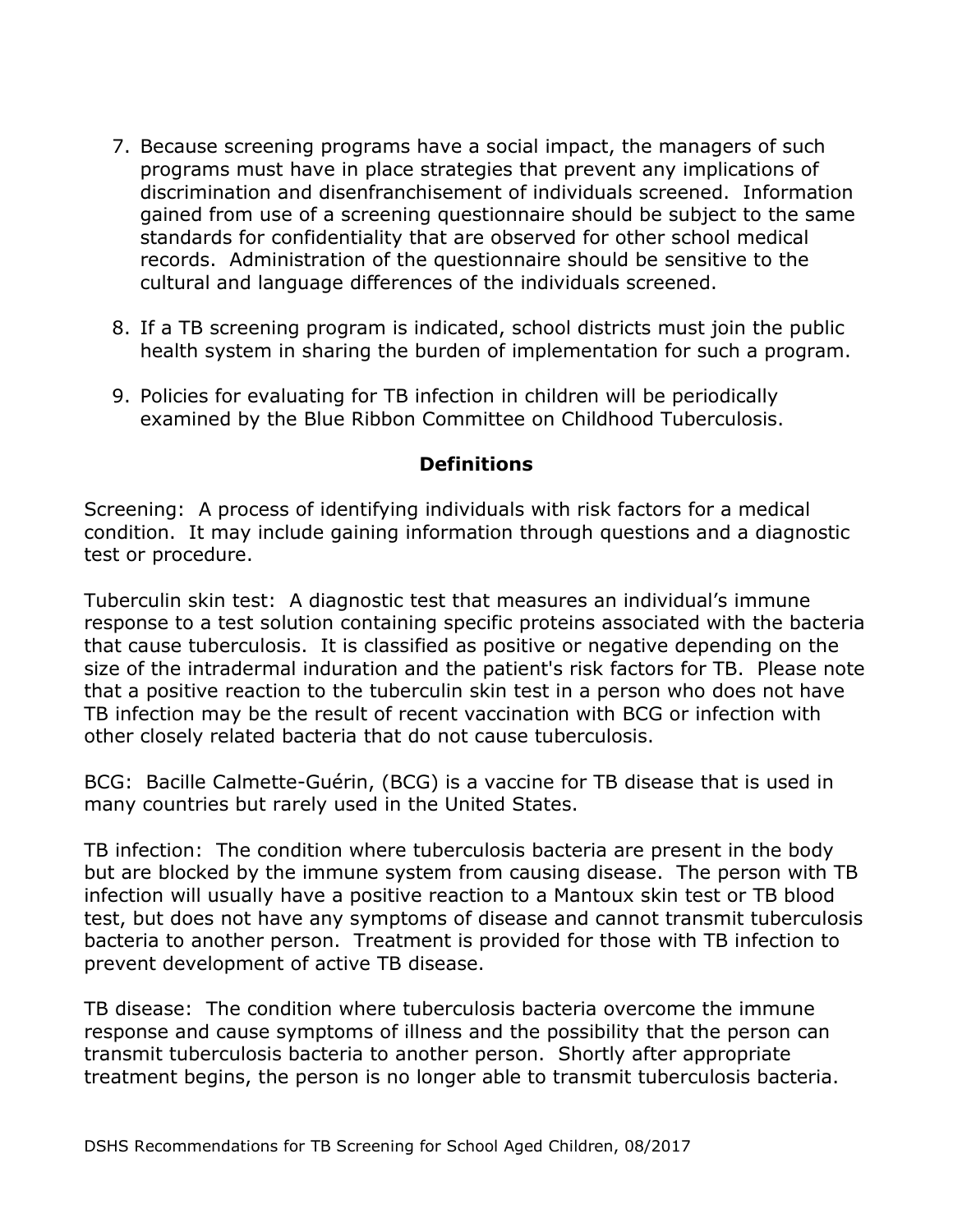7. Because screening programs have a social impact, the managers of such programs must have in place strategies that prevent any implications of discrimination and disenfranchisement of individuals screened. Information gained from use of a screening questionnaire should be subject to the same standards for confidentiality that are observed for other school medical records. Administration of the questionnaire should be sensitive to the cultural and language differences of the individuals screened.

8. If a TB screening program is indicated, school districts must join the public health system in sharing the burden of implementation for such a program.

9. Policies for evaluating for TB infection in children will be periodically examined by the Blue Ribbon Committee on Childhood Tuberculosis.

## Definitions

Screening: A process of identifying individuals with risk factors for a medical condition. It may include gaining information through questions and a diagnostic test or procedure.

Tuberculin skin test: A diagnostic test that measures an individual's immune response to a test solution containing specific proteins associated with the bacteria that cause tuberculosis. It is classified as positive or negative depending on the size of the intradermal induration and the patient's risk factors for TB. Please note that a positive reaction to the tuberculin skin test in a person who does not have TB infection may be the result of recent vaccination with BCG or infection with other closely related bacteria that do not cause tuberculosis.

BCG: Bacille Calmette-Guérin, (BCG) is a vaccine for TB disease that is used in many countries but rarely used in the United States.

TB infection: The condition where tuberculosis bacteria are present in the body but are blocked by the immune system from causing disease. The person with TB infection will usually have a positive reaction to a Mantoux skin test or TB blood test, but does not have any symptoms of disease and cannot transmit tuberculosis bacteria to another person. Treatment is provided for those with TB infection to prevent development of active TB disease.

TB disease: The condition where tuberculosis bacteria overcome the immune response and cause symptoms of illness and the possibility that the person can transmit tuberculosis bacteria to another person. Shortly after appropriate treatment begins, the person is no longer able to transmit tuberculosis bacteria.